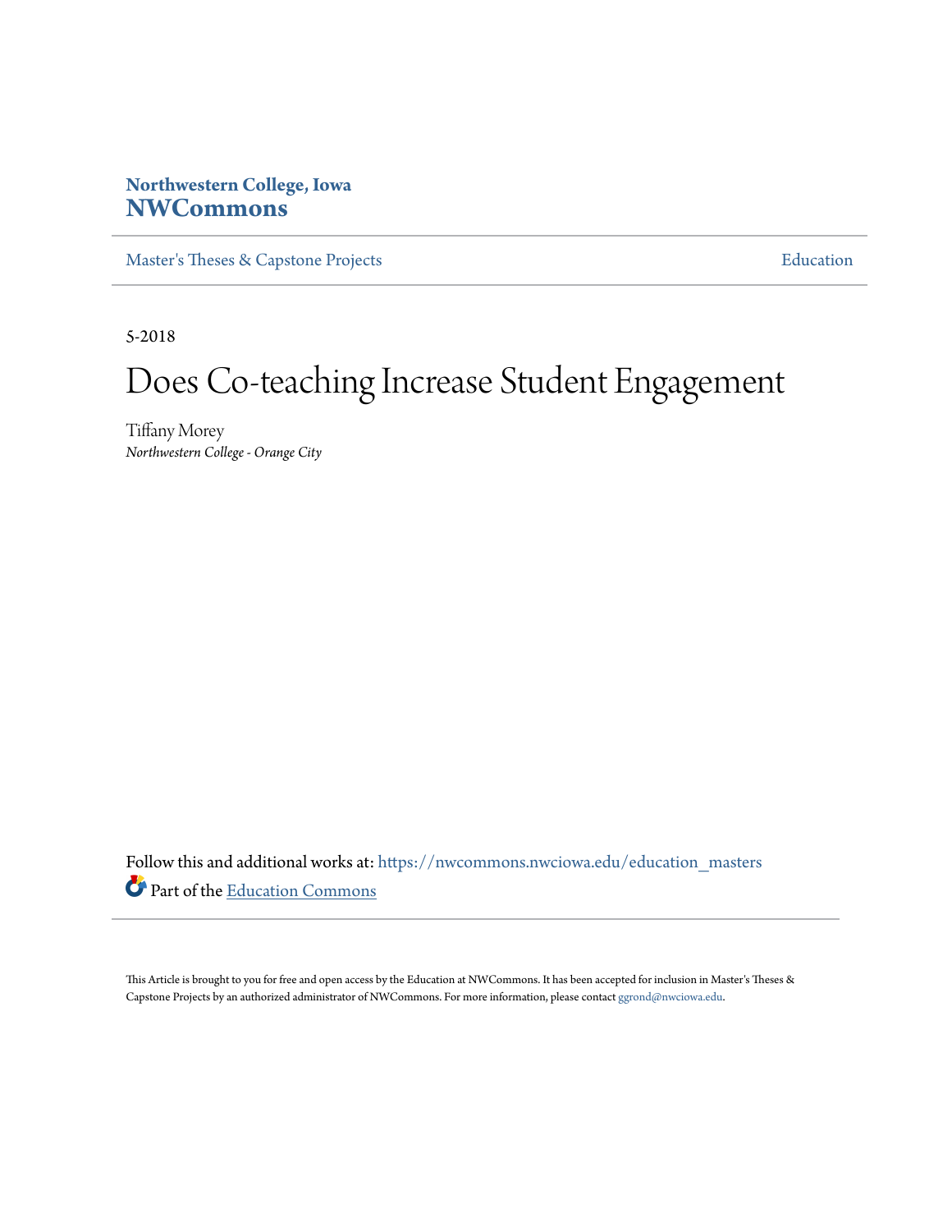Northwestern College, Iowa

**NWCommons**

Master's Theses & Capstone Projects | Education

5-2018

# Does Co-teaching Increase Student Engagement

Tiffany Morey

*Northwestern College - Orange City*

Follow this and additional works at: https://nwcommons.nwciowa.edu/education_masters

Part of the Education Commons

This Article is brought to you for free and open access by the Education at NWCommons. It has been accepted for inclusion in Master's Theses & Capstone Projects by an authorized administrator of NWCommons. For more information, please contact ggrond@nwciowa.edu.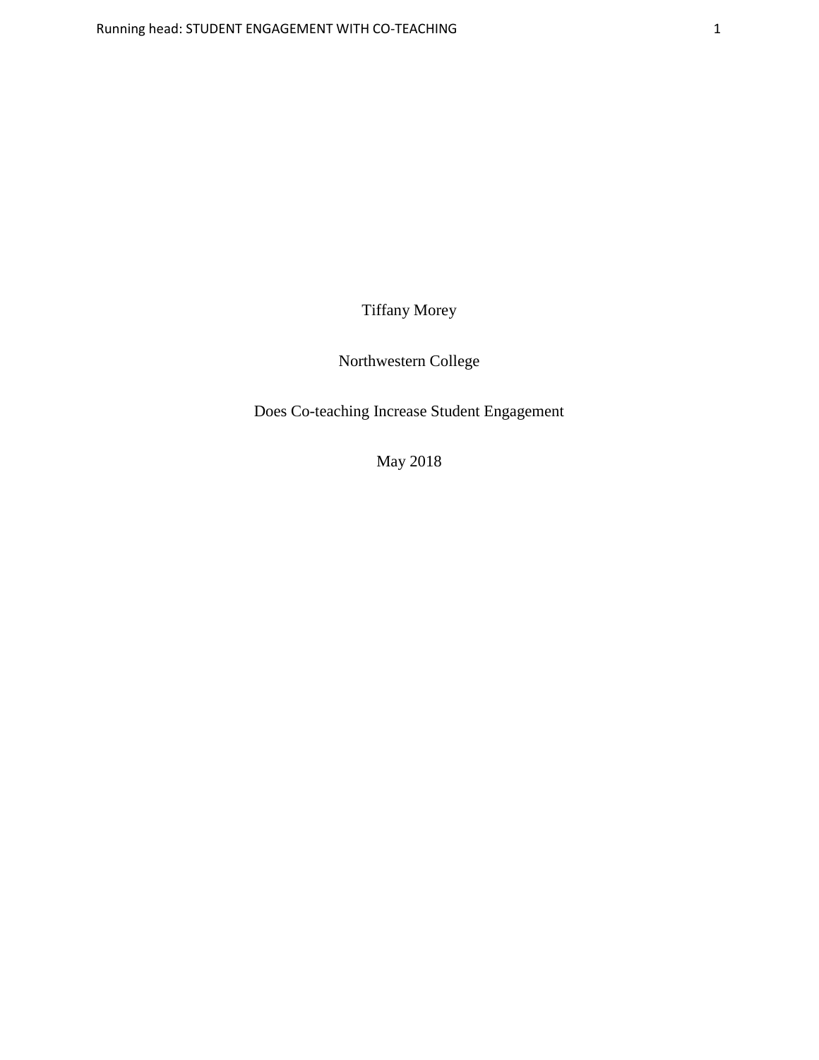Tiffany Morey

Northwestern College

Does Co-teaching Increase Student Engagement

May 2018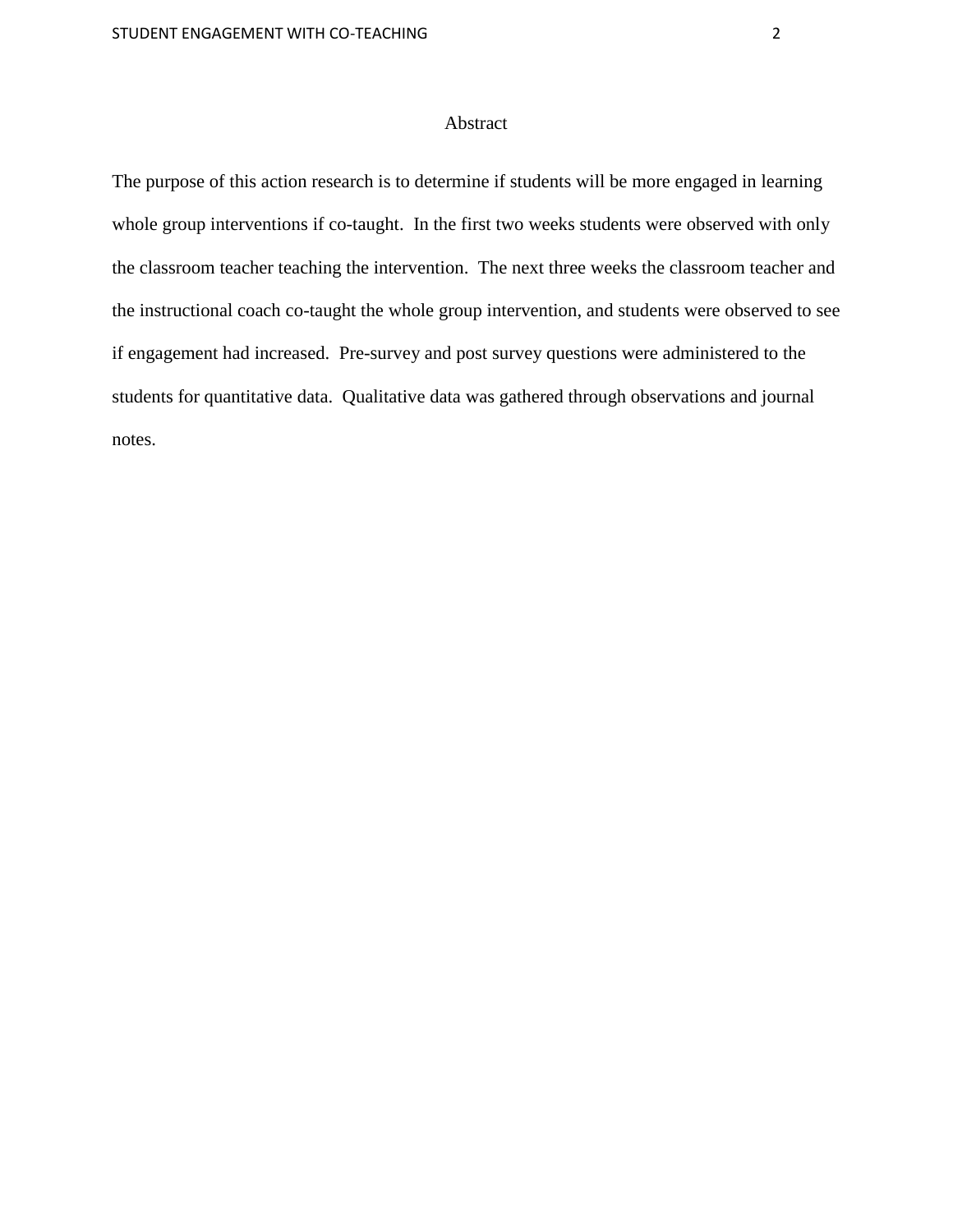# Abstract

The purpose of this action research is to determine if students will be more engaged in learning whole group interventions if co-taught. In the first two weeks students were observed with only the classroom teacher teaching the intervention. The next three weeks the classroom teacher and the instructional coach co-taught the whole group intervention, and students were observed to see if engagement had increased. Pre-survey and post survey questions were administered to the students for quantitative data. Qualitative data was gathered through observations and journal notes.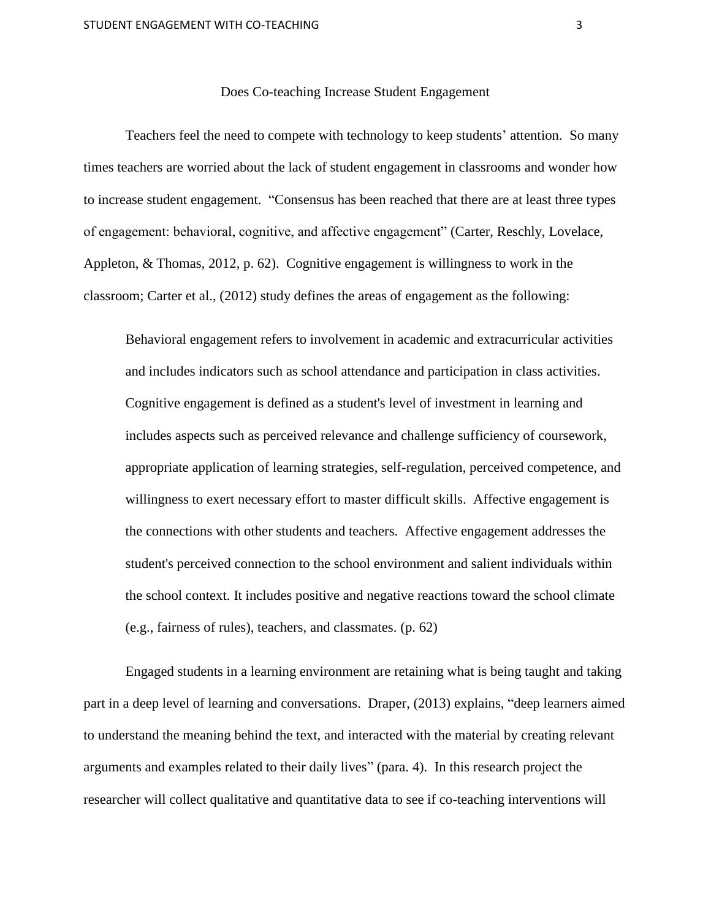# Does Co-teaching Increase Student Engagement

Teachers feel the need to compete with technology to keep students' attention. So many times teachers are worried about the lack of student engagement in classrooms and wonder how to increase student engagement. "Consensus has been reached that there are at least three types of engagement: behavioral, cognitive, and affective engagement" (Carter, Reschly, Lovelace, Appleton, & Thomas, 2012, p. 62). Cognitive engagement is willingness to work in the classroom; Carter et al., (2012) study defines the areas of engagement as the following:

> Behavioral engagement refers to involvement in academic and extracurricular activities and includes indicators such as school attendance and participation in class activities. Cognitive engagement is defined as a student's level of investment in learning and includes aspects such as perceived relevance and challenge sufficiency of coursework, appropriate application of learning strategies, self-regulation, perceived competence, and willingness to exert necessary effort to master difficult skills. Affective engagement is the connections with other students and teachers. Affective engagement addresses the student's perceived connection to the school environment and salient individuals within the school context. It includes positive and negative reactions toward the school climate (e.g., fairness of rules), teachers, and classmates. (p. 62)

Engaged students in a learning environment are retaining what is being taught and taking part in a deep level of learning and conversations. Draper, (2013) explains, "deep learners aimed to understand the meaning behind the text, and interacted with the material by creating relevant arguments and examples related to their daily lives" (para. 4). In this research project the researcher will collect qualitative and quantitative data to see if co-teaching interventions will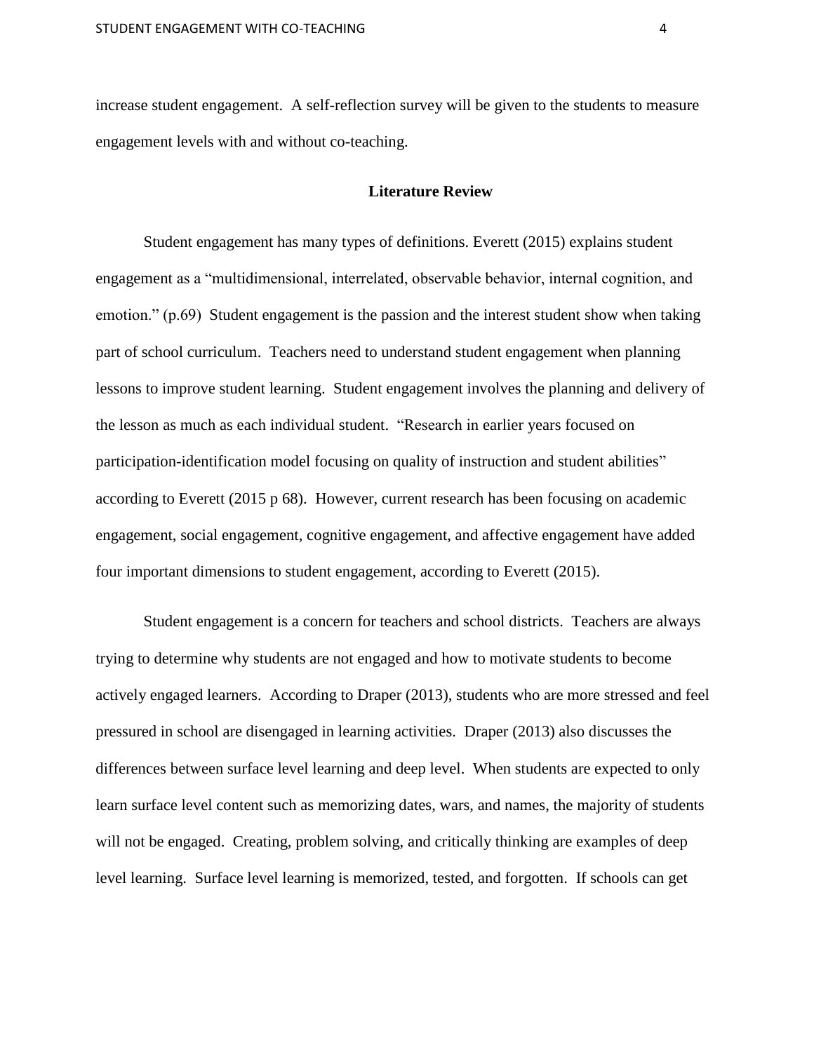increase student engagement. A self-reflection survey will be given to the students to measure engagement levels with and without co-teaching.

## Literature Review

Student engagement has many types of definitions. Everett (2015) explains student engagement as a "multidimensional, interrelated, observable behavior, internal cognition, and emotion." (p.69) Student engagement is the passion and the interest student show when taking part of school curriculum. Teachers need to understand student engagement when planning lessons to improve student learning. Student engagement involves the planning and delivery of the lesson as much as each individual student. "Research in earlier years focused on participation-identification model focusing on quality of instruction and student abilities" according to Everett (2015 p 68). However, current research has been focusing on academic engagement, social engagement, cognitive engagement, and affective engagement have added four important dimensions to student engagement, according to Everett (2015).

Student engagement is a concern for teachers and school districts. Teachers are always trying to determine why students are not engaged and how to motivate students to become actively engaged learners. According to Draper (2013), students who are more stressed and feel pressured in school are disengaged in learning activities. Draper (2013) also discusses the differences between surface level learning and deep level. When students are expected to only learn surface level content such as memorizing dates, wars, and names, the majority of students will not be engaged. Creating, problem solving, and critically thinking are examples of deep level learning. Surface level learning is memorized, tested, and forgotten. If schools can get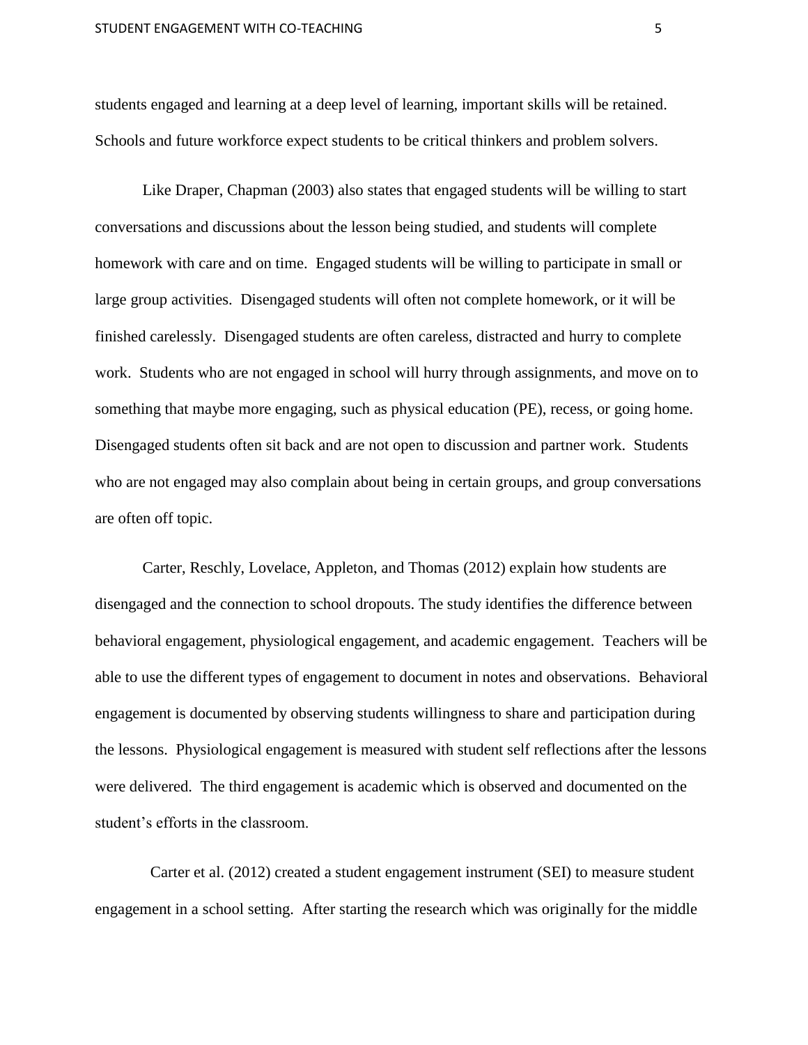students engaged and learning at a deep level of learning, important skills will be retained. Schools and future workforce expect students to be critical thinkers and problem solvers.

Like Draper, Chapman (2003) also states that engaged students will be willing to start conversations and discussions about the lesson being studied, and students will complete homework with care and on time. Engaged students will be willing to participate in small or large group activities. Disengaged students will often not complete homework, or it will be finished carelessly. Disengaged students are often careless, distracted and hurry to complete work. Students who are not engaged in school will hurry through assignments, and move on to something that maybe more engaging, such as physical education (PE), recess, or going home. Disengaged students often sit back and are not open to discussion and partner work. Students who are not engaged may also complain about being in certain groups, and group conversations are often off topic.

Carter, Reschly, Lovelace, Appleton, and Thomas (2012) explain how students are disengaged and the connection to school dropouts. The study identifies the difference between behavioral engagement, physiological engagement, and academic engagement. Teachers will be able to use the different types of engagement to document in notes and observations. Behavioral engagement is documented by observing students willingness to share and participation during the lessons. Physiological engagement is measured with student self reflections after the lessons were delivered. The third engagement is academic which is observed and documented on the student's efforts in the classroom.

Carter et al. (2012) created a student engagement instrument (SEI) to measure student engagement in a school setting. After starting the research which was originally for the middle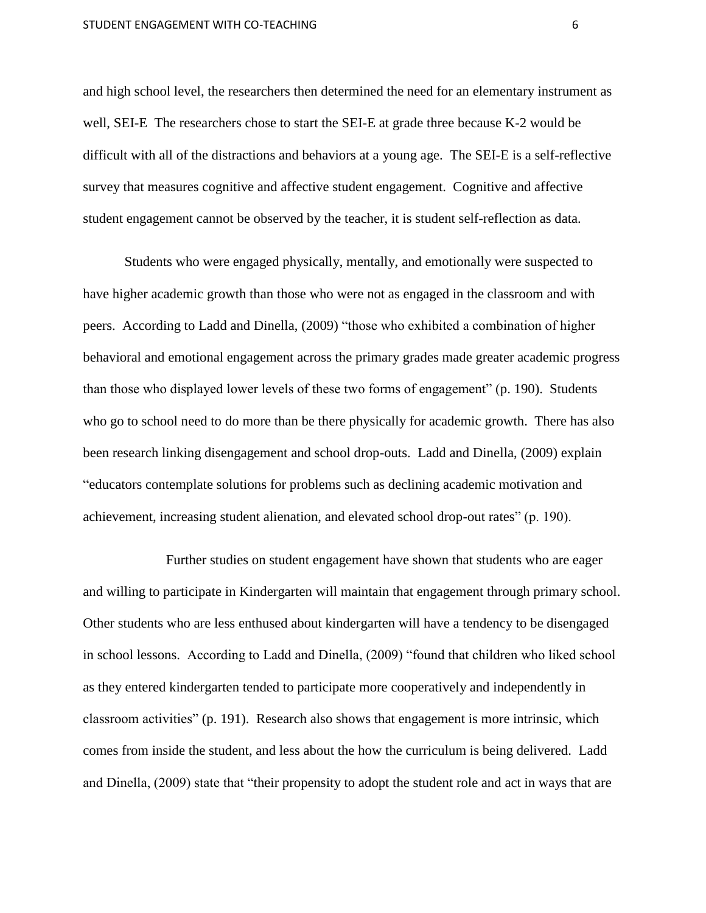and high school level, the researchers then determined the need for an elementary instrument as well, SEI-E  The researchers chose to start the SEI-E at grade three because K-2 would be difficult with all of the distractions and behaviors at a young age.  The SEI-E is a self-reflective survey that measures cognitive and affective student engagement.  Cognitive and affective student engagement cannot be observed by the teacher, it is student self-reflection as data.

Students who were engaged physically, mentally, and emotionally were suspected to have higher academic growth than those who were not as engaged in the classroom and with peers.  According to Ladd and Dinella, (2009) "those who exhibited a combination of higher behavioral and emotional engagement across the primary grades made greater academic progress than those who displayed lower levels of these two forms of engagement" (p. 190).  Students who go to school need to do more than be there physically for academic growth.  There has also been research linking disengagement and school drop-outs.  Ladd and Dinella, (2009) explain "educators contemplate solutions for problems such as declining academic motivation and achievement, increasing student alienation, and elevated school drop-out rates" (p. 190).

Further studies on student engagement have shown that students who are eager and willing to participate in Kindergarten will maintain that engagement through primary school. Other students who are less enthused about kindergarten will have a tendency to be disengaged in school lessons.  According to Ladd and Dinella, (2009) "found that children who liked school as they entered kindergarten tended to participate more cooperatively and independently in classroom activities" (p. 191).  Research also shows that engagement is more intrinsic, which comes from inside the student, and less about the how the curriculum is being delivered.  Ladd and Dinella, (2009) state that "their propensity to adopt the student role and act in ways that are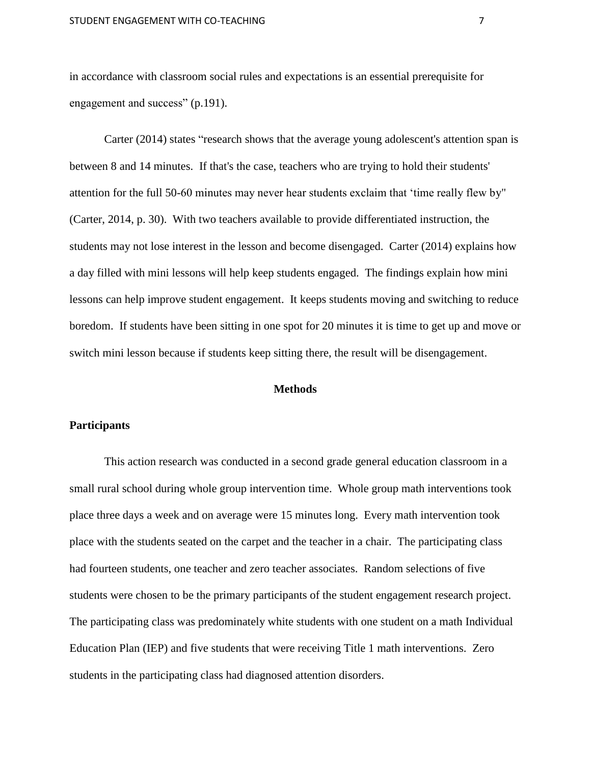in accordance with classroom social rules and expectations is an essential prerequisite for engagement and success" (p.191).

Carter (2014) states "research shows that the average young adolescent's attention span is between 8 and 14 minutes. If that's the case, teachers who are trying to hold their students' attention for the full 50-60 minutes may never hear students exclaim that 'time really flew by" (Carter, 2014, p. 30). With two teachers available to provide differentiated instruction, the students may not lose interest in the lesson and become disengaged. Carter (2014) explains how a day filled with mini lessons will help keep students engaged. The findings explain how mini lessons can help improve student engagement. It keeps students moving and switching to reduce boredom. If students have been sitting in one spot for 20 minutes it is time to get up and move or switch mini lesson because if students keep sitting there, the result will be disengagement.

## Methods

### Participants

This action research was conducted in a second grade general education classroom in a small rural school during whole group intervention time. Whole group math interventions took place three days a week and on average were 15 minutes long. Every math intervention took place with the students seated on the carpet and the teacher in a chair. The participating class had fourteen students, one teacher and zero teacher associates. Random selections of five students were chosen to be the primary participants of the student engagement research project. The participating class was predominately white students with one student on a math Individual Education Plan (IEP) and five students that were receiving Title 1 math interventions. Zero students in the participating class had diagnosed attention disorders.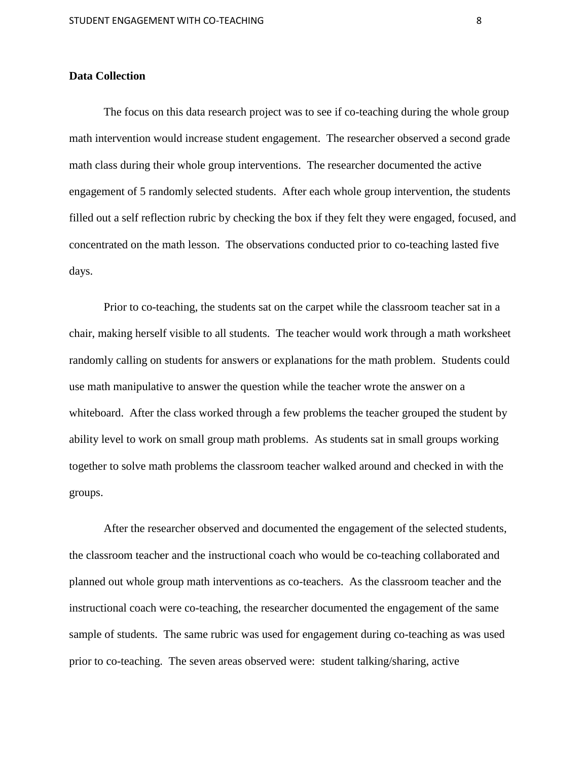## Data Collection

The focus on this data research project was to see if co-teaching during the whole group math intervention would increase student engagement. The researcher observed a second grade math class during their whole group interventions. The researcher documented the active engagement of 5 randomly selected students. After each whole group intervention, the students filled out a self reflection rubric by checking the box if they felt they were engaged, focused, and concentrated on the math lesson. The observations conducted prior to co-teaching lasted five days.

Prior to co-teaching, the students sat on the carpet while the classroom teacher sat in a chair, making herself visible to all students. The teacher would work through a math worksheet randomly calling on students for answers or explanations for the math problem. Students could use math manipulative to answer the question while the teacher wrote the answer on a whiteboard. After the class worked through a few problems the teacher grouped the student by ability level to work on small group math problems. As students sat in small groups working together to solve math problems the classroom teacher walked around and checked in with the groups.

After the researcher observed and documented the engagement of the selected students, the classroom teacher and the instructional coach who would be co-teaching collaborated and planned out whole group math interventions as co-teachers. As the classroom teacher and the instructional coach were co-teaching, the researcher documented the engagement of the same sample of students. The same rubric was used for engagement during co-teaching as was used prior to co-teaching. The seven areas observed were: student talking/sharing, active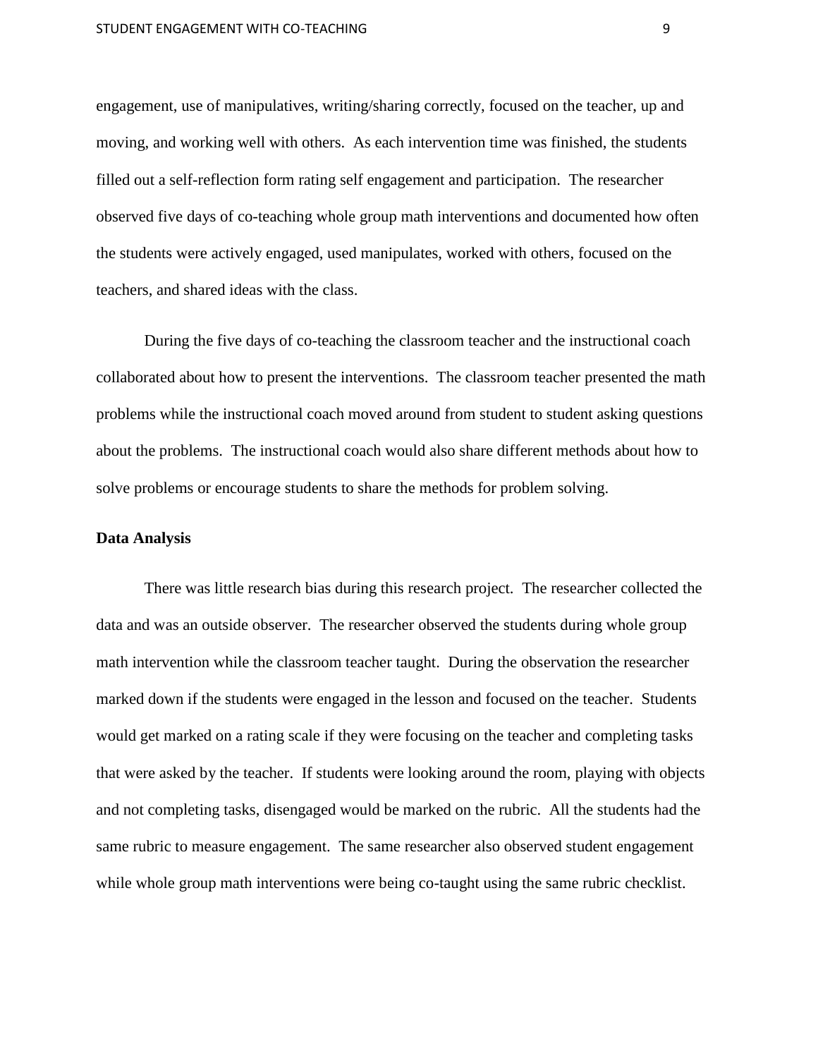engagement, use of manipulatives, writing/sharing correctly, focused on the teacher, up and moving, and working well with others. As each intervention time was finished, the students filled out a self-reflection form rating self engagement and participation. The researcher observed five days of co-teaching whole group math interventions and documented how often the students were actively engaged, used manipulates, worked with others, focused on the teachers, and shared ideas with the class.

During the five days of co-teaching the classroom teacher and the instructional coach collaborated about how to present the interventions. The classroom teacher presented the math problems while the instructional coach moved around from student to student asking questions about the problems. The instructional coach would also share different methods about how to solve problems or encourage students to share the methods for problem solving.

**Data Analysis**

There was little research bias during this research project. The researcher collected the data and was an outside observer. The researcher observed the students during whole group math intervention while the classroom teacher taught. During the observation the researcher marked down if the students were engaged in the lesson and focused on the teacher. Students would get marked on a rating scale if they were focusing on the teacher and completing tasks that were asked by the teacher. If students were looking around the room, playing with objects and not completing tasks, disengaged would be marked on the rubric. All the students had the same rubric to measure engagement. The same researcher also observed student engagement while whole group math interventions were being co-taught using the same rubric checklist.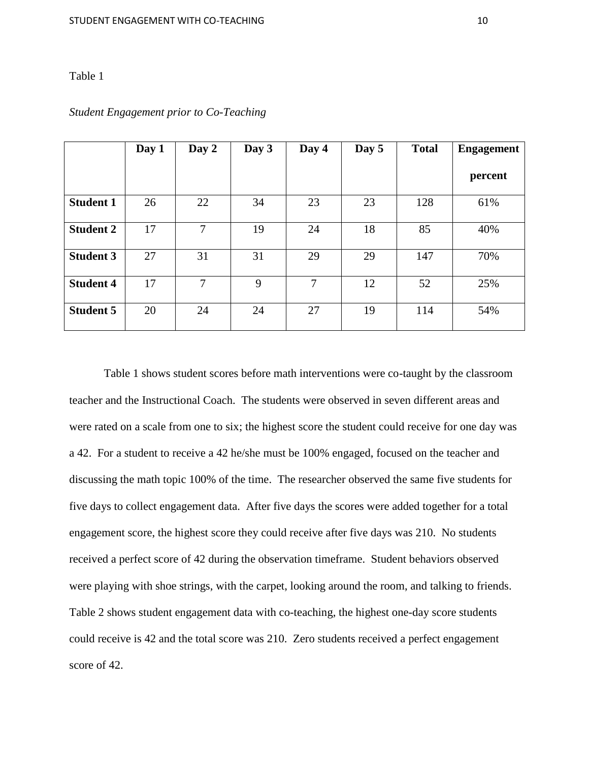Table 1

*Student Engagement prior to Co-Teaching*

| | Day 1 | Day 2 | Day 3 | Day 4 | Day 5 | Total | Engagement percent |
|---|---|---|---|---|---|---|---|
| **Student 1** | 26 | 22 | 34 | 23 | 23 | 128 | 61% |
| **Student 2** | 17 | 7 | 19 | 24 | 18 | 85 | 40% |
| **Student 3** | 27 | 31 | 31 | 29 | 29 | 147 | 70% |
| **Student 4** | 17 | 7 | 9 | 7 | 12 | 52 | 25% |
| **Student 5** | 20 | 24 | 24 | 27 | 19 | 114 | 54% |

Table 1 shows student scores before math interventions were co-taught by the classroom teacher and the Instructional Coach. The students were observed in seven different areas and were rated on a scale from one to six; the highest score the student could receive for one day was a 42. For a student to receive a 42 he/she must be 100% engaged, focused on the teacher and discussing the math topic 100% of the time. The researcher observed the same five students for five days to collect engagement data. After five days the scores were added together for a total engagement score, the highest score they could receive after five days was 210. No students received a perfect score of 42 during the observation timeframe. Student behaviors observed were playing with shoe strings, with the carpet, looking around the room, and talking to friends. Table 2 shows student engagement data with co-teaching, the highest one-day score students could receive is 42 and the total score was 210. Zero students received a perfect engagement score of 42.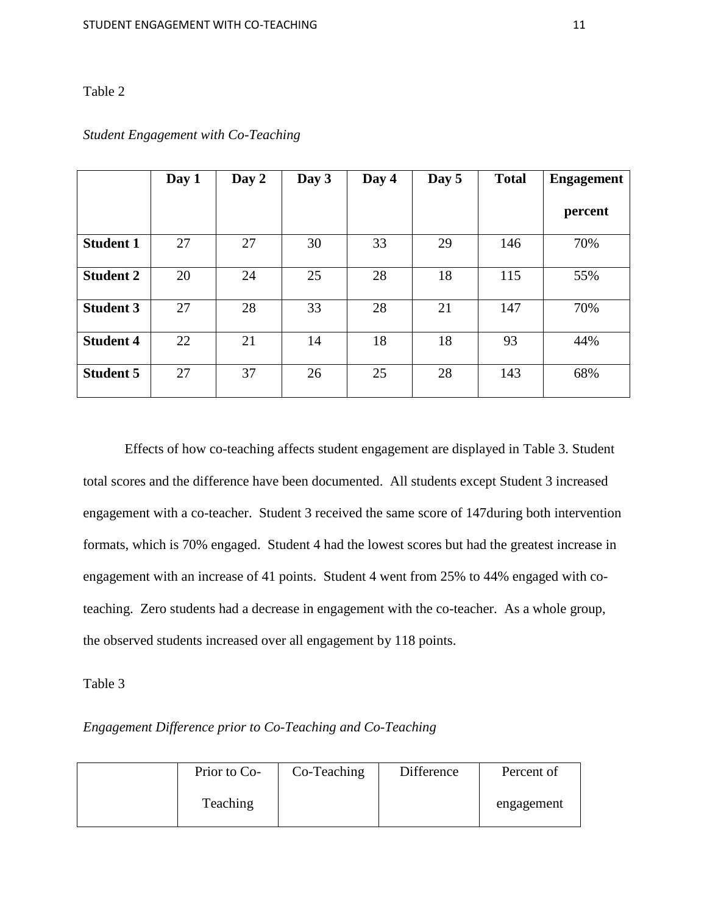Table 2

*Student Engagement with Co-Teaching*

| | Day 1 | Day 2 | Day 3 | Day 4 | Day 5 | Total | Engagement percent |
|---|---|---|---|---|---|---|---|
| **Student 1** | 27 | 27 | 30 | 33 | 29 | 146 | 70% |
| **Student 2** | 20 | 24 | 25 | 28 | 18 | 115 | 55% |
| **Student 3** | 27 | 28 | 33 | 28 | 21 | 147 | 70% |
| **Student 4** | 22 | 21 | 14 | 18 | 18 | 93 | 44% |
| **Student 5** | 27 | 37 | 26 | 25 | 28 | 143 | 68% |

Effects of how co-teaching affects student engagement are displayed in Table 3. Student total scores and the difference have been documented. All students except Student 3 increased engagement with a co-teacher. Student 3 received the same score of 147during both intervention formats, which is 70% engaged. Student 4 had the lowest scores but had the greatest increase in engagement with an increase of 41 points. Student 4 went from 25% to 44% engaged with co-teaching. Zero students had a decrease in engagement with the co-teacher. As a whole group, the observed students increased over all engagement by 118 points.

Table 3

*Engagement Difference prior to Co-Teaching and Co-Teaching*

| | Prior to Co-Teaching | Co-Teaching | Difference | Percent of engagement |
|---|---|---|---|---|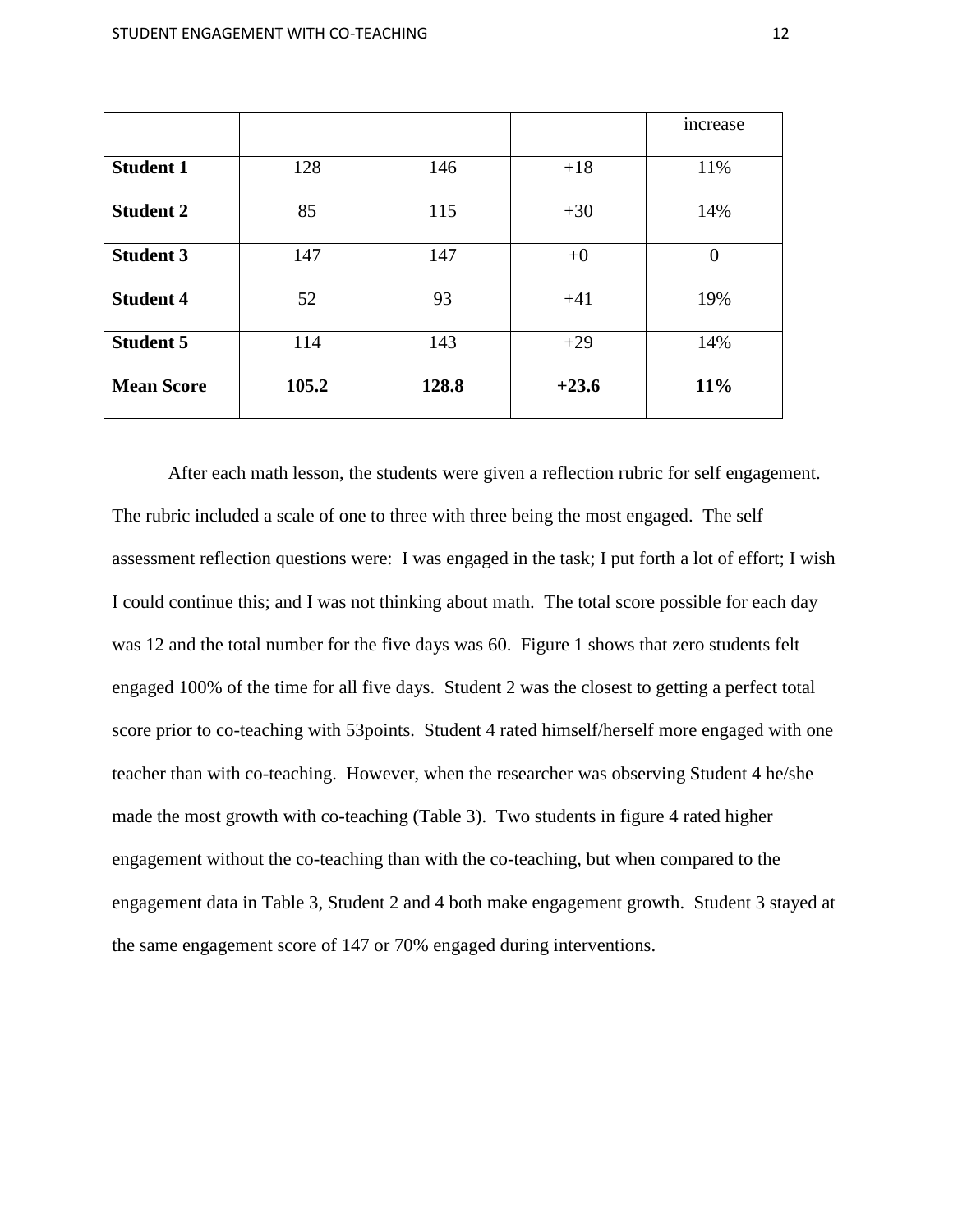| | | | | increase |
|---|---|---|---|---|
| **Student 1** | 128 | 146 | +18 | 11% |
| **Student 2** | 85 | 115 | +30 | 14% |
| **Student 3** | 147 | 147 | +0 | 0 |
| **Student 4** | 52 | 93 | +41 | 19% |
| **Student 5** | 114 | 143 | +29 | 14% |
| **Mean Score** | **105.2** | **128.8** | **+23.6** | **11%** |

After each math lesson, the students were given a reflection rubric for self engagement. The rubric included a scale of one to three with three being the most engaged. The self assessment reflection questions were: I was engaged in the task; I put forth a lot of effort; I wish I could continue this; and I was not thinking about math. The total score possible for each day was 12 and the total number for the five days was 60. Figure 1 shows that zero students felt engaged 100% of the time for all five days. Student 2 was the closest to getting a perfect total score prior to co-teaching with 53points. Student 4 rated himself/herself more engaged with one teacher than with co-teaching. However, when the researcher was observing Student 4 he/she made the most growth with co-teaching (Table 3). Two students in figure 4 rated higher engagement without the co-teaching than with the co-teaching, but when compared to the engagement data in Table 3, Student 2 and 4 both make engagement growth. Student 3 stayed at the same engagement score of 147 or 70% engaged during interventions.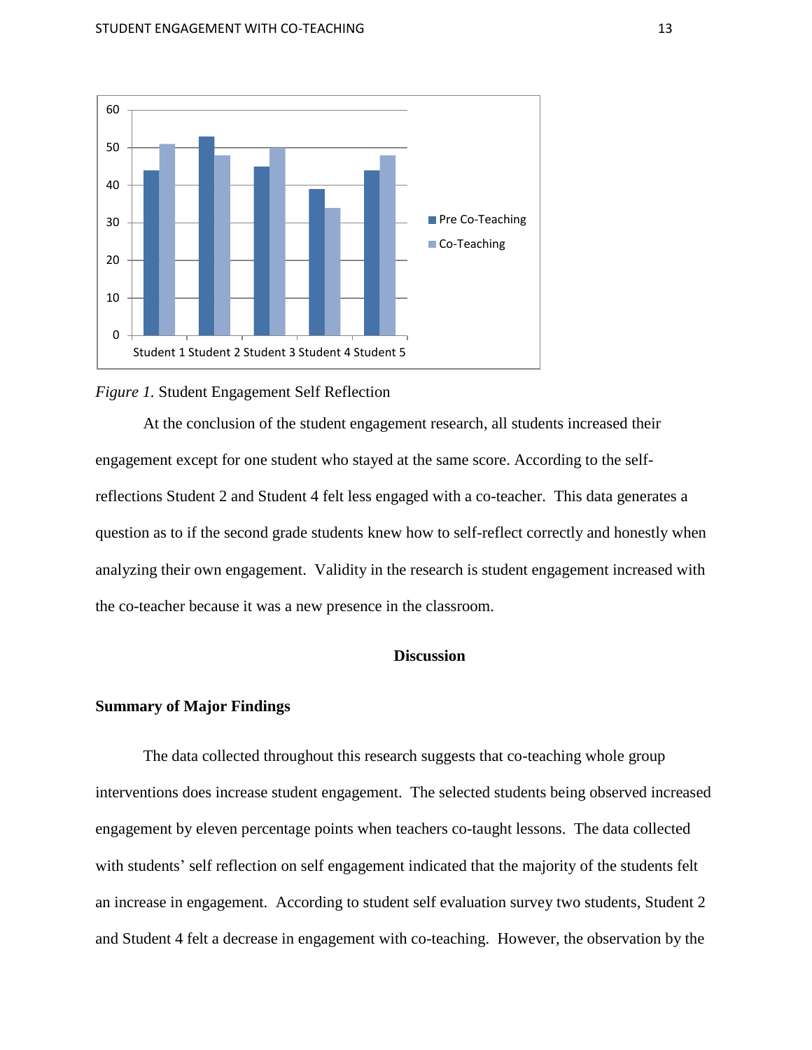*Figure 1.* Student Engagement Self Reflection

At the conclusion of the student engagement research, all students increased their engagement except for one student who stayed at the same score. According to the self-reflections Student 2 and Student 4 felt less engaged with a co-teacher. This data generates a question as to if the second grade students knew how to self-reflect correctly and honestly when analyzing their own engagement. Validity in the research is student engagement increased with the co-teacher because it was a new presence in the classroom.

## Discussion

### Summary of Major Findings

The data collected throughout this research suggests that co-teaching whole group interventions does increase student engagement. The selected students being observed increased engagement by eleven percentage points when teachers co-taught lessons. The data collected with students' self reflection on self engagement indicated that the majority of the students felt an increase in engagement. According to student self evaluation survey two students, Student 2 and Student 4 felt a decrease in engagement with co-teaching. However, the observation by the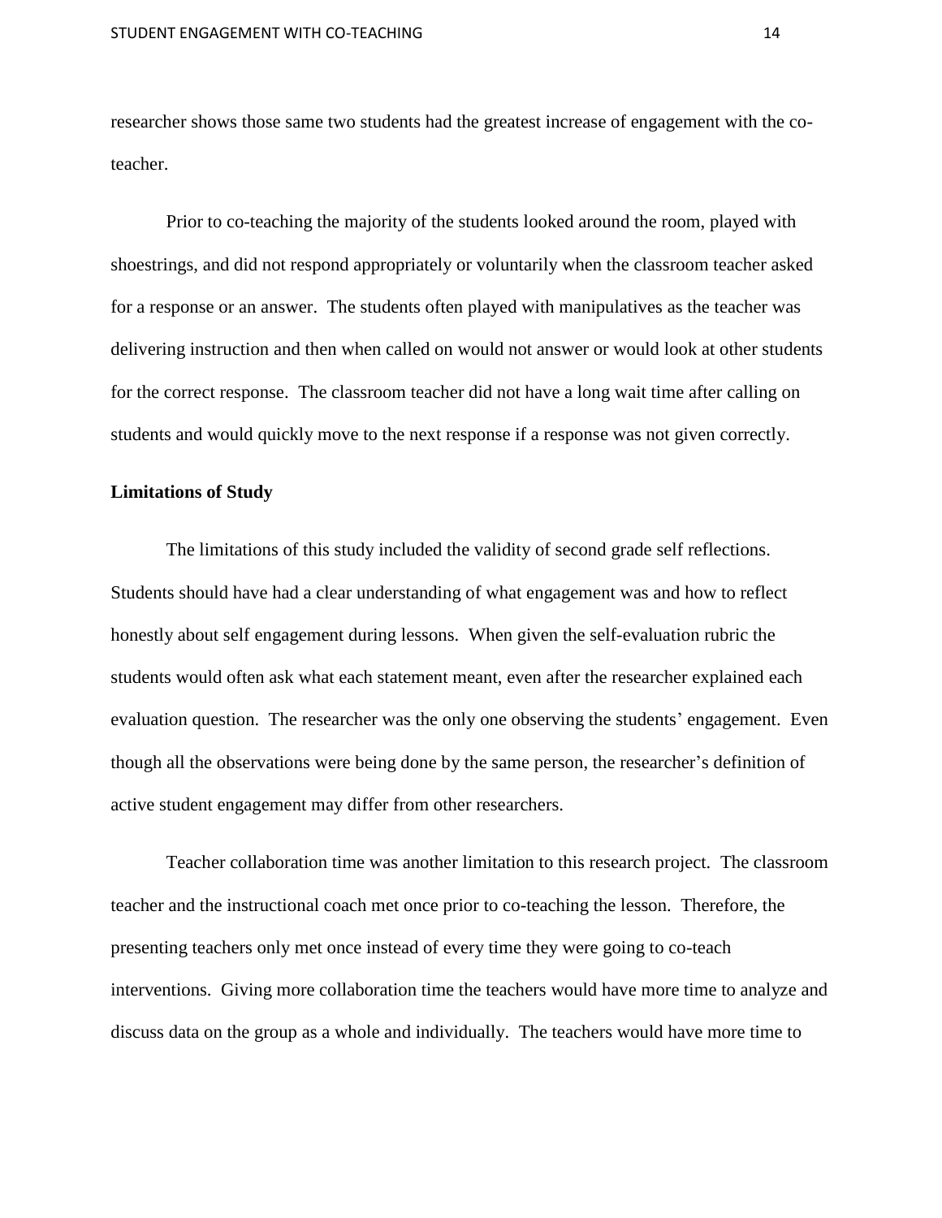researcher shows those same two students had the greatest increase of engagement with the co-teacher.

Prior to co-teaching the majority of the students looked around the room, played with shoestrings, and did not respond appropriately or voluntarily when the classroom teacher asked for a response or an answer. The students often played with manipulatives as the teacher was delivering instruction and then when called on would not answer or would look at other students for the correct response. The classroom teacher did not have a long wait time after calling on students and would quickly move to the next response if a response was not given correctly.

**Limitations of Study**

The limitations of this study included the validity of second grade self reflections. Students should have had a clear understanding of what engagement was and how to reflect honestly about self engagement during lessons. When given the self-evaluation rubric the students would often ask what each statement meant, even after the researcher explained each evaluation question. The researcher was the only one observing the students' engagement. Even though all the observations were being done by the same person, the researcher's definition of active student engagement may differ from other researchers.

Teacher collaboration time was another limitation to this research project. The classroom teacher and the instructional coach met once prior to co-teaching the lesson. Therefore, the presenting teachers only met once instead of every time they were going to co-teach interventions. Giving more collaboration time the teachers would have more time to analyze and discuss data on the group as a whole and individually. The teachers would have more time to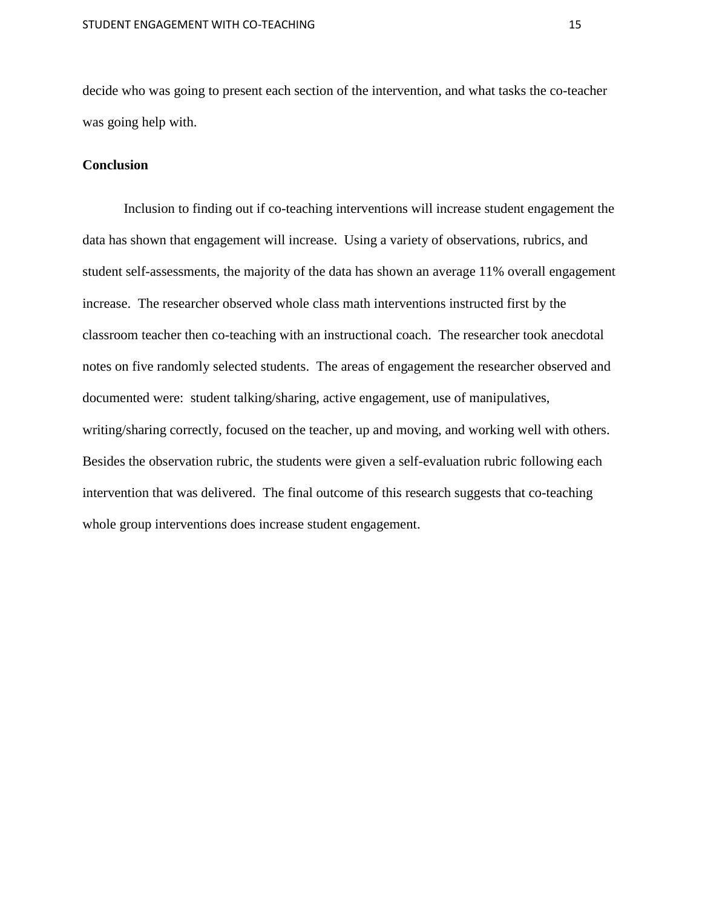decide who was going to present each section of the intervention, and what tasks the co-teacher was going help with.

**Conclusion**

Inclusion to finding out if co-teaching interventions will increase student engagement the data has shown that engagement will increase. Using a variety of observations, rubrics, and student self-assessments, the majority of the data has shown an average 11% overall engagement increase. The researcher observed whole class math interventions instructed first by the classroom teacher then co-teaching with an instructional coach. The researcher took anecdotal notes on five randomly selected students. The areas of engagement the researcher observed and documented were: student talking/sharing, active engagement, use of manipulatives, writing/sharing correctly, focused on the teacher, up and moving, and working well with others. Besides the observation rubric, the students were given a self-evaluation rubric following each intervention that was delivered. The final outcome of this research suggests that co-teaching whole group interventions does increase student engagement.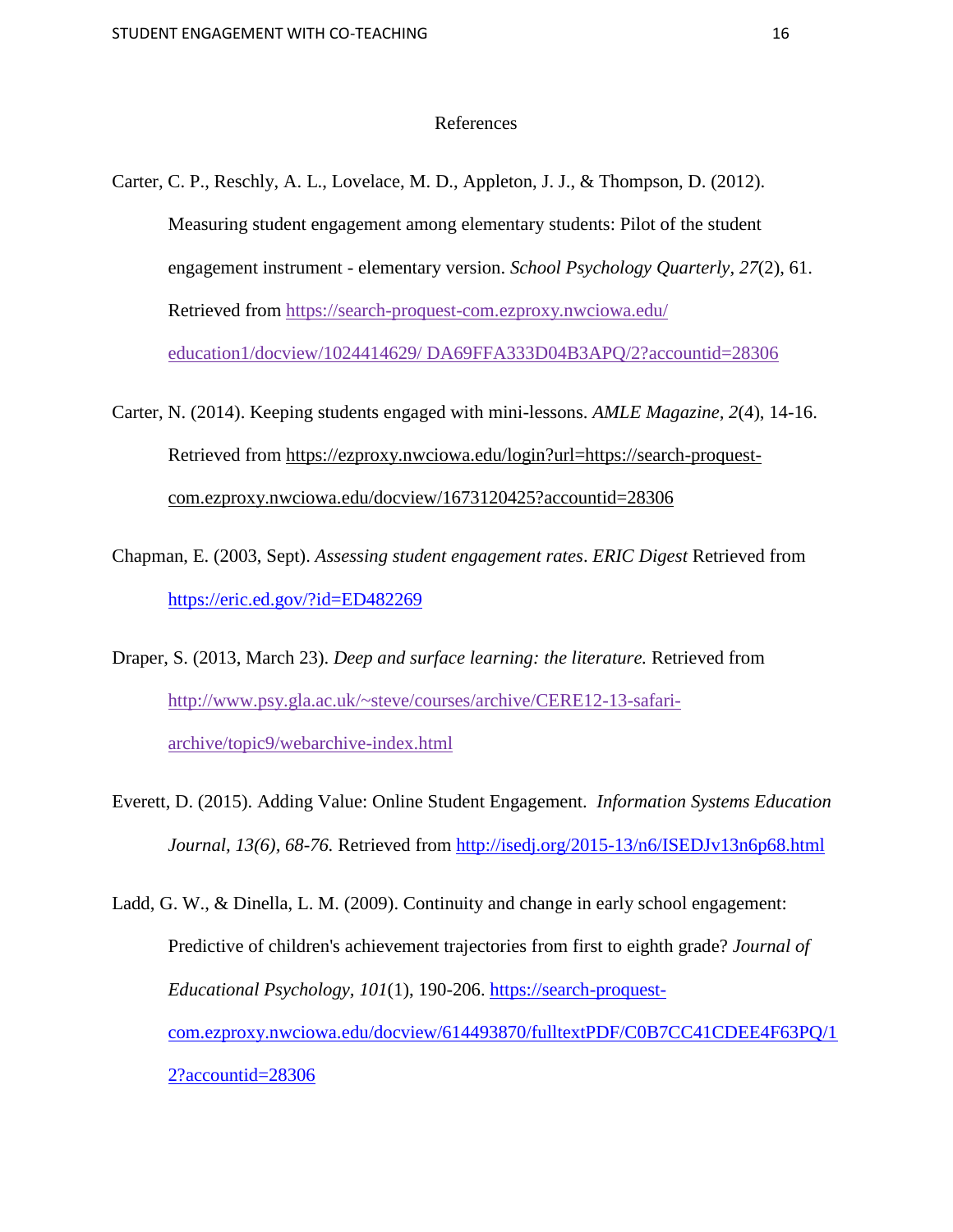# References

Carter, C. P., Reschly, A. L., Lovelace, M. D., Appleton, J. J., & Thompson, D. (2012). Measuring student engagement among elementary students: Pilot of the student engagement instrument - elementary version. *School Psychology Quarterly, 27*(2), 61. Retrieved from https://search-proquest-com.ezproxy.nwciowa.edu/education1/docview/1024414629/ DA69FFA333D04B3APQ/2?accountid=28306

Carter, N. (2014). Keeping students engaged with mini-lessons. *AMLE Magazine, 2*(4), 14-16. Retrieved from https://ezproxy.nwciowa.edu/login?url=https://search-proquest-com.ezproxy.nwciowa.edu/docview/1673120425?accountid=28306

Chapman, E. (2003, Sept). *Assessing student engagement rates*. *ERIC Digest* Retrieved from https://eric.ed.gov/?id=ED482269

Draper, S. (2013, March 23). *Deep and surface learning: the literature.* Retrieved from http://www.psy.gla.ac.uk/~steve/courses/archive/CERE12-13-safari-archive/topic9/webarchive-index.html

Everett, D. (2015). Adding Value: Online Student Engagement. *Information Systems Education Journal, 13(6), 68-76.* Retrieved from http://isedj.org/2015-13/n6/ISEDJv13n6p68.html

Ladd, G. W., & Dinella, L. M. (2009). Continuity and change in early school engagement: Predictive of children's achievement trajectories from first to eighth grade? *Journal of Educational Psychology, 101*(1), 190-206. https://search-proquest-com.ezproxy.nwciowa.edu/docview/614493870/fulltextPDF/C0B7CC41CDEE4F63PQ/12?accountid=28306